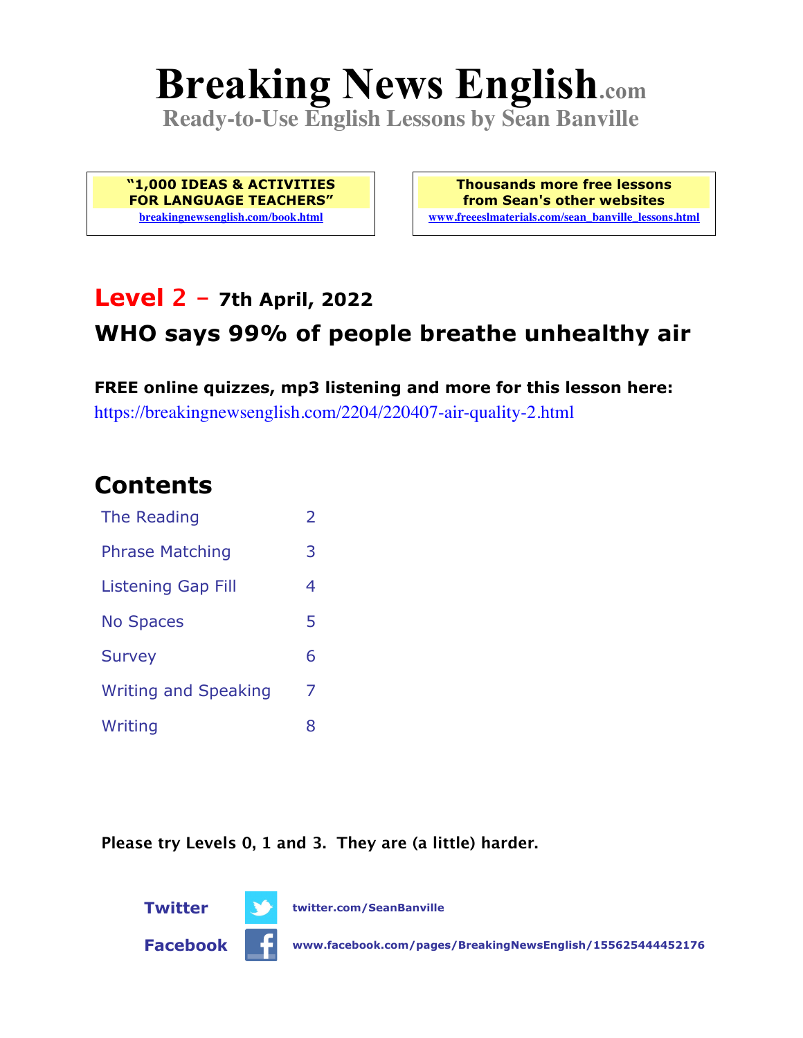# Breaking News English.com

**Ready-to-Use English Lessons by Sean Banville**

**"1,000 IDEAS & ACTIVITIES FOR LANGUAGE TEACHERS"**
breakingnewsenglish.com/book.html

**Thousands more free lessons from Sean's other websites**
www.freeeslmaterials.com/sean_banville_lessons.html

## Level 2 – 7th April, 2022

## WHO says 99% of people breathe unhealthy air

**FREE online quizzes, mp3 listening and more for this lesson here:**
https://breakingnewsenglish.com/2204/220407-air-quality-2.html

## Contents

| | |
|---|---|
| The Reading | 2 |
| Phrase Matching | 3 |
| Listening Gap Fill | 4 |
| No Spaces | 5 |
| Survey | 6 |
| Writing and Speaking | 7 |
| Writing | 8 |

**Please try Levels 0, 1 and 3. They are (a little) harder.**

**Twitter** twitter.com/SeanBanville

**Facebook** www.facebook.com/pages/BreakingNewsEnglish/155625444452176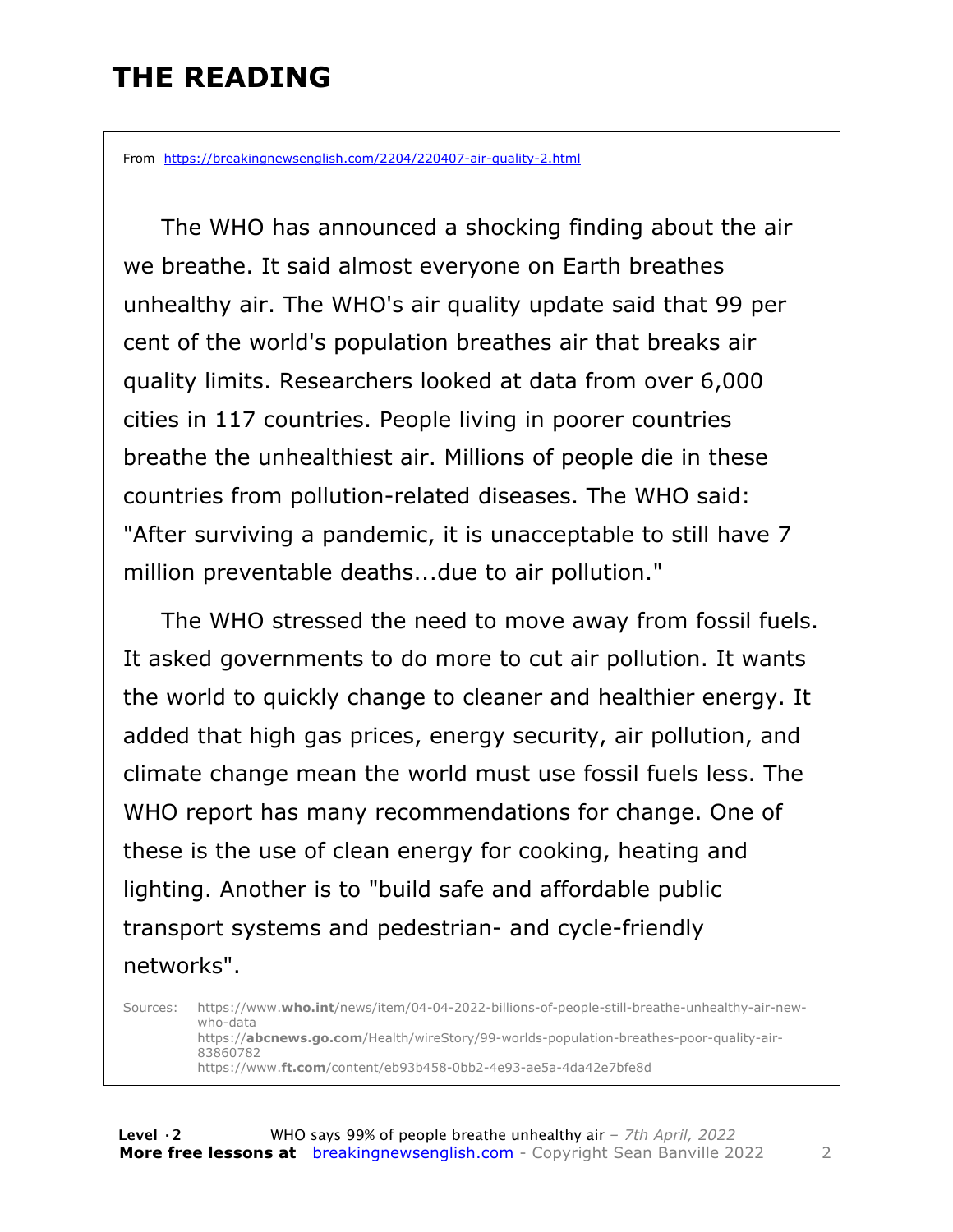# THE READING

From https://breakingnewsenglish.com/2204/220407-air-quality-2.html

The WHO has announced a shocking finding about the air we breathe. It said almost everyone on Earth breathes unhealthy air. The WHO's air quality update said that 99 per cent of the world's population breathes air that breaks air quality limits. Researchers looked at data from over 6,000 cities in 117 countries. People living in poorer countries breathe the unhealthiest air. Millions of people die in these countries from pollution-related diseases. The WHO said: "After surviving a pandemic, it is unacceptable to still have 7 million preventable deaths...due to air pollution."

The WHO stressed the need to move away from fossil fuels. It asked governments to do more to cut air pollution. It wants the world to quickly change to cleaner and healthier energy. It added that high gas prices, energy security, air pollution, and climate change mean the world must use fossil fuels less. The WHO report has many recommendations for change. One of these is the use of clean energy for cooking, heating and lighting. Another is to "build safe and affordable public transport systems and pedestrian- and cycle-friendly networks".

Sources:
https://www.who.int/news/item/04-04-2022-billions-of-people-still-breathe-unhealthy-air-new-who-data
https://abcnews.go.com/Health/wireStory/99-worlds-population-breathes-poor-quality-air-83860782
https://www.ft.com/content/eb93b458-0bb2-4e93-ae5a-4da42e7bfe8d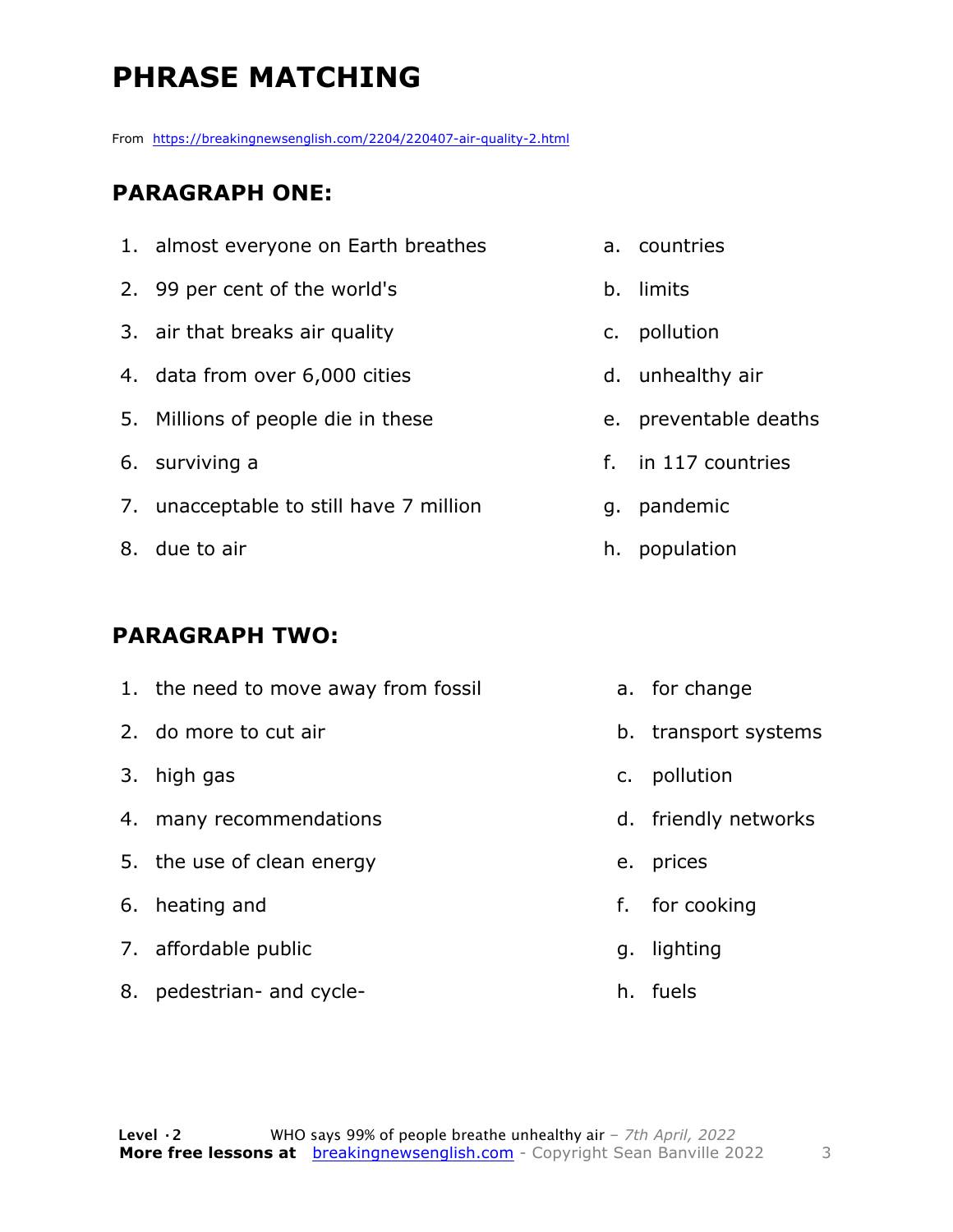# PHRASE MATCHING

From https://breakingnewsenglish.com/2204/220407-air-quality-2.html

## PARAGRAPH ONE:

| | |
|---|---|
| 1. almost everyone on Earth breathes | a. countries |
| 2. 99 per cent of the world's | b. limits |
| 3. air that breaks air quality | c. pollution |
| 4. data from over 6,000 cities | d. unhealthy air |
| 5. Millions of people die in these | e. preventable deaths |
| 6. surviving a | f. in 117 countries |
| 7. unacceptable to still have 7 million | g. pandemic |
| 8. due to air | h. population |

## PARAGRAPH TWO:

| | |
|---|---|
| 1. the need to move away from fossil | a. for change |
| 2. do more to cut air | b. transport systems |
| 3. high gas | c. pollution |
| 4. many recommendations | d. friendly networks |
| 5. the use of clean energy | e. prices |
| 6. heating and | f. for cooking |
| 7. affordable public | g. lighting |
| 8. pedestrian- and cycle- | h. fuels |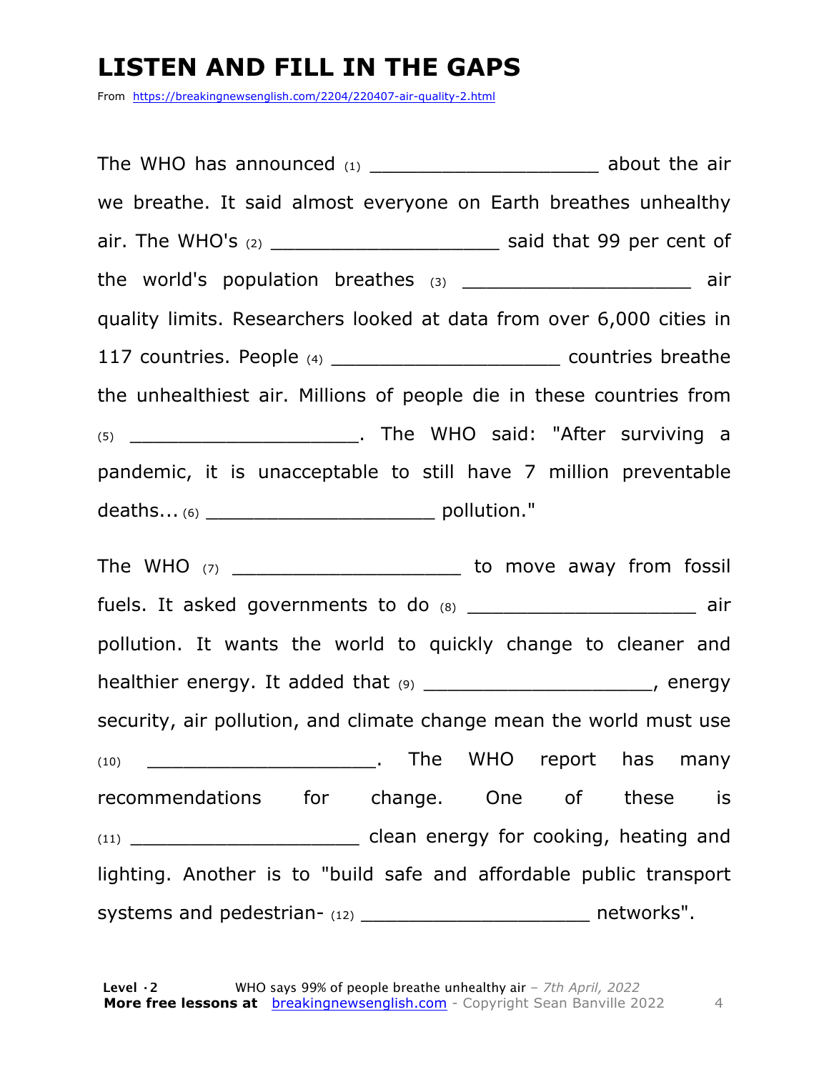# LISTEN AND FILL IN THE GAPS

From https://breakingnewsenglish.com/2204/220407-air-quality-2.html

The WHO has announced (1) ____________________ about the air we breathe. It said almost everyone on Earth breathes unhealthy air. The WHO's (2) ____________________ said that 99 per cent of the world's population breathes (3) ____________________ air quality limits. Researchers looked at data from over 6,000 cities in 117 countries. People (4) ____________________ countries breathe the unhealthiest air. Millions of people die in these countries from (5) ____________________. The WHO said: "After surviving a pandemic, it is unacceptable to still have 7 million preventable deaths... (6) ____________________ pollution."

The WHO (7) ____________________ to move away from fossil fuels. It asked governments to do (8) ____________________ air pollution. It wants the world to quickly change to cleaner and healthier energy. It added that (9) ____________________, energy security, air pollution, and climate change mean the world must use (10) ____________________. The WHO report has many recommendations for change. One of these is (11) ____________________ clean energy for cooking, heating and lighting. Another is to "build safe and affordable public transport systems and pedestrian- (12) ____________________ networks".

**Level ·2** WHO says 99% of people breathe unhealthy air – *7th April, 2022*
**More free lessons at** breakingnewsenglish.com - Copyright Sean Banville 2022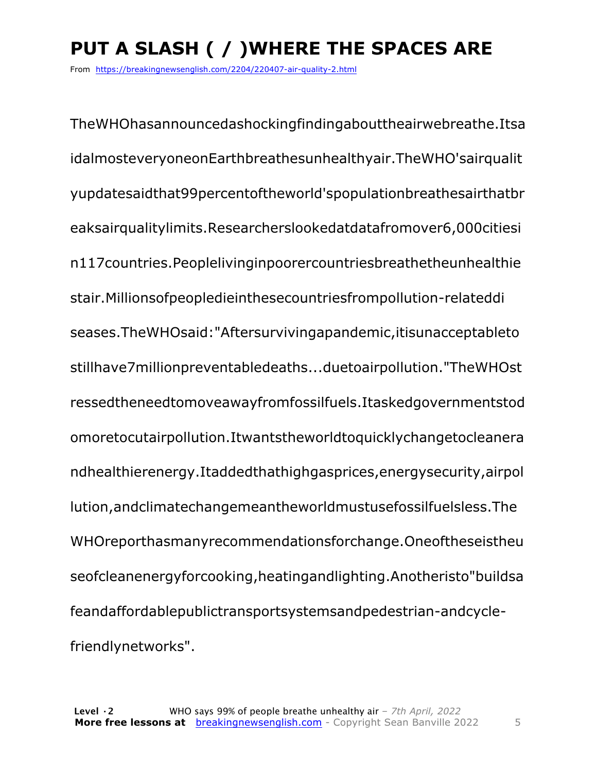# PUT A SLASH ( / )WHERE THE SPACES ARE

From https://breakingnewsenglish.com/2204/220407-air-quality-2.html

TheWHOhasannouncedashockingfindingabouttheairwebreathe.Itsa
idalmosteveryoneonEarthbreathesunhealthyair.TheWHO'sairqualit
yupdatesaidthat99percentoftheworld'spopulationbreathesairthatbr
eaksairqualitylimits.Researcherslookedatdatafromover6,000citiesi
n117countries.Peoplelivinginpoorercountriesbreathetheunhealthie
stair.Millionsofpeopledieinthesecountriesfrompollution-relateddi
seases.TheWHOsaid:"Aftersurvivingapandemic,itisunacceptableto
stillhave7millionpreventabledeaths...duetoairpollution."TheWHOst
ressedtheneedtomoveawayfromfossilfuels.Itaskedgovernmentstod
omoretocutairpollution.Itwantstheworldtoquicklychangetocleanera
ndhealthierenergy.Itaddedthathighgasprices,energysecurity,airpol
lution,andclimatechangemeantheworldmustusefossilfuelsless.The
WHOreporthasmanyrecommendationsforchange.Oneoftheseistheu
seofcleanenergyforcooking,heatingandlighting.Anotheristo"buildsa
feandaffordablepublictransportsystemsandpedestrian-andcycle-
friendlynetworks".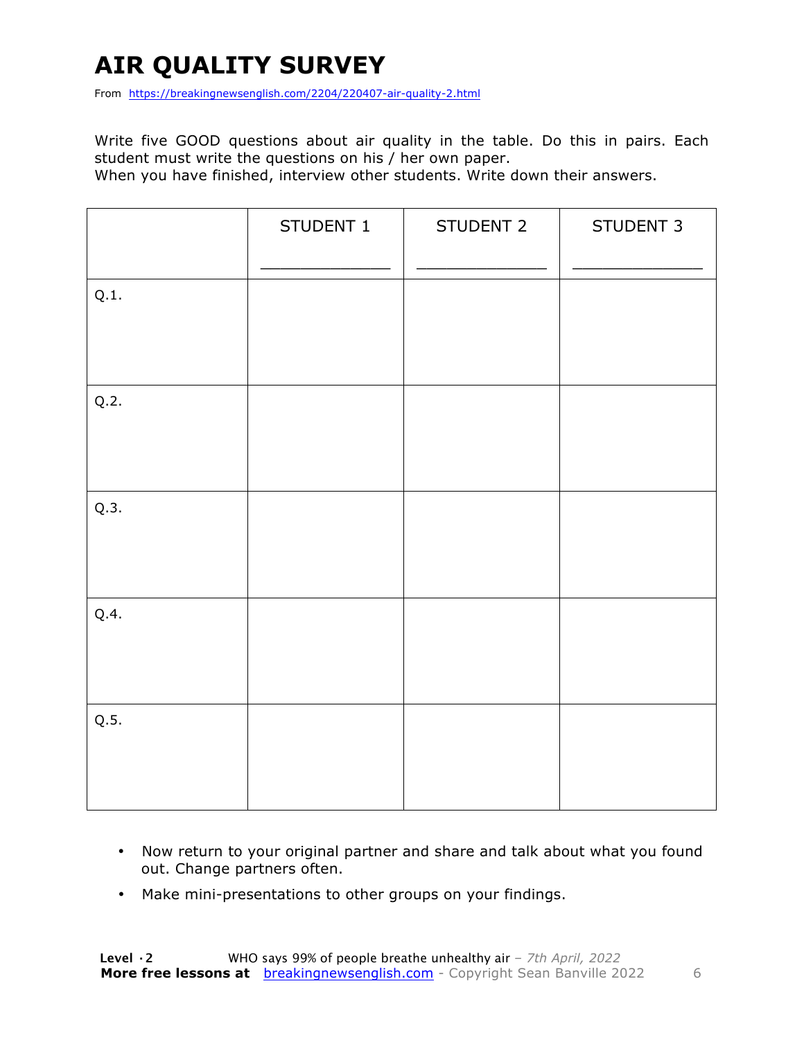# AIR QUALITY SURVEY

From https://breakingnewsenglish.com/2204/220407-air-quality-2.html

Write five GOOD questions about air quality in the table. Do this in pairs. Each student must write the questions on his / her own paper.
When you have finished, interview other students. Write down their answers.

| | STUDENT 1<br>_____________ | STUDENT 2<br>_____________ | STUDENT 3<br>_____________ |
|---|---|---|---|
| Q.1. | | | |
| Q.2. | | | |
| Q.3. | | | |
| Q.4. | | | |
| Q.5. | | | |

- Now return to your original partner and share and talk about what you found out. Change partners often.
- Make mini-presentations to other groups on your findings.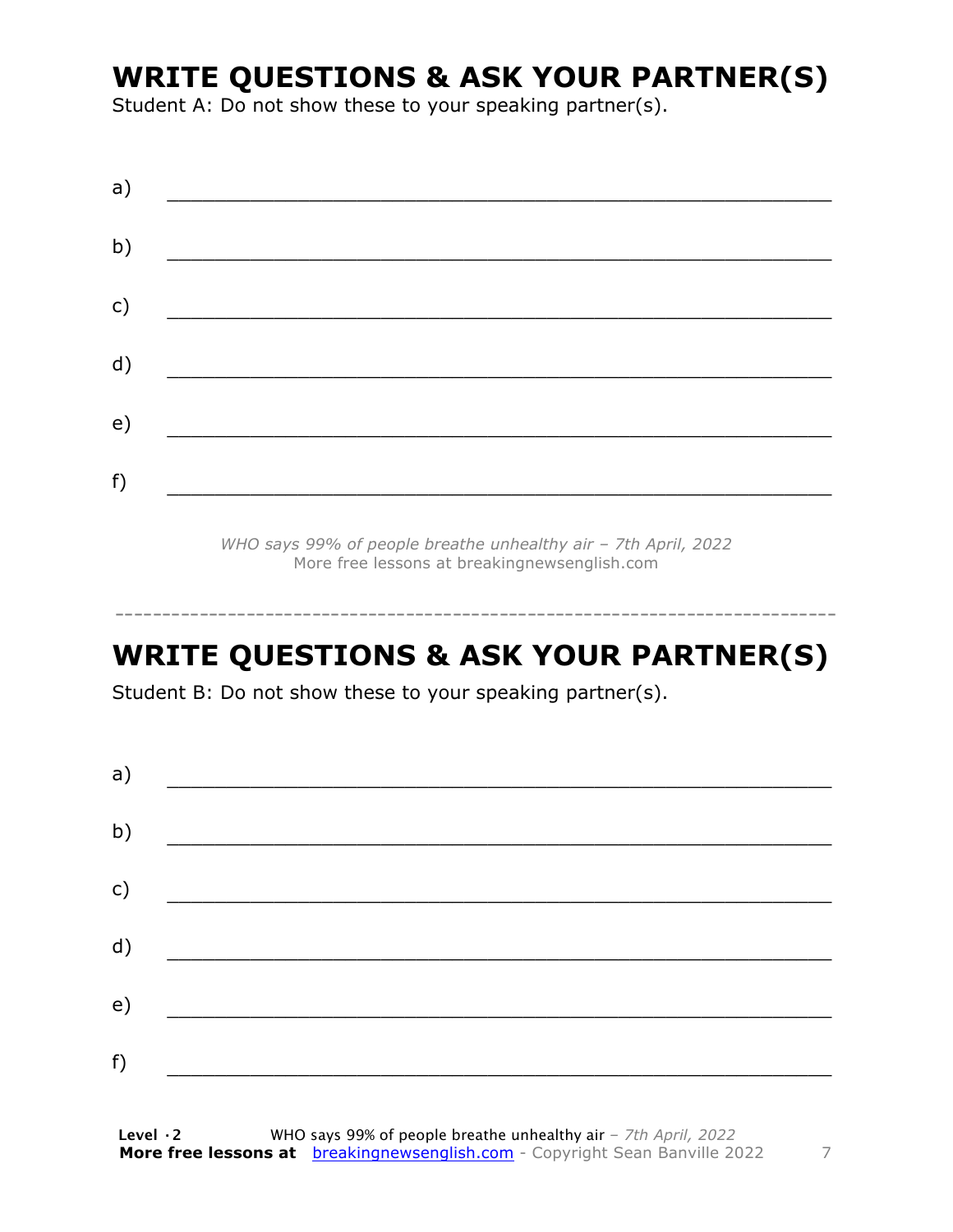# WRITE QUESTIONS & ASK YOUR PARTNER(S)

Student A: Do not show these to your speaking partner(s).

a) ___________________________________________________________

b) ___________________________________________________________

c) ___________________________________________________________

d) ___________________________________________________________

e) ___________________________________________________________

f) ___________________________________________________________

*WHO says 99% of people breathe unhealthy air – 7th April, 2022*
More free lessons at breakingnewsenglish.com

---

# WRITE QUESTIONS & ASK YOUR PARTNER(S)

Student B: Do not show these to your speaking partner(s).

a) ___________________________________________________________

b) ___________________________________________________________

c) ___________________________________________________________

d) ___________________________________________________________

e) ___________________________________________________________

f) ___________________________________________________________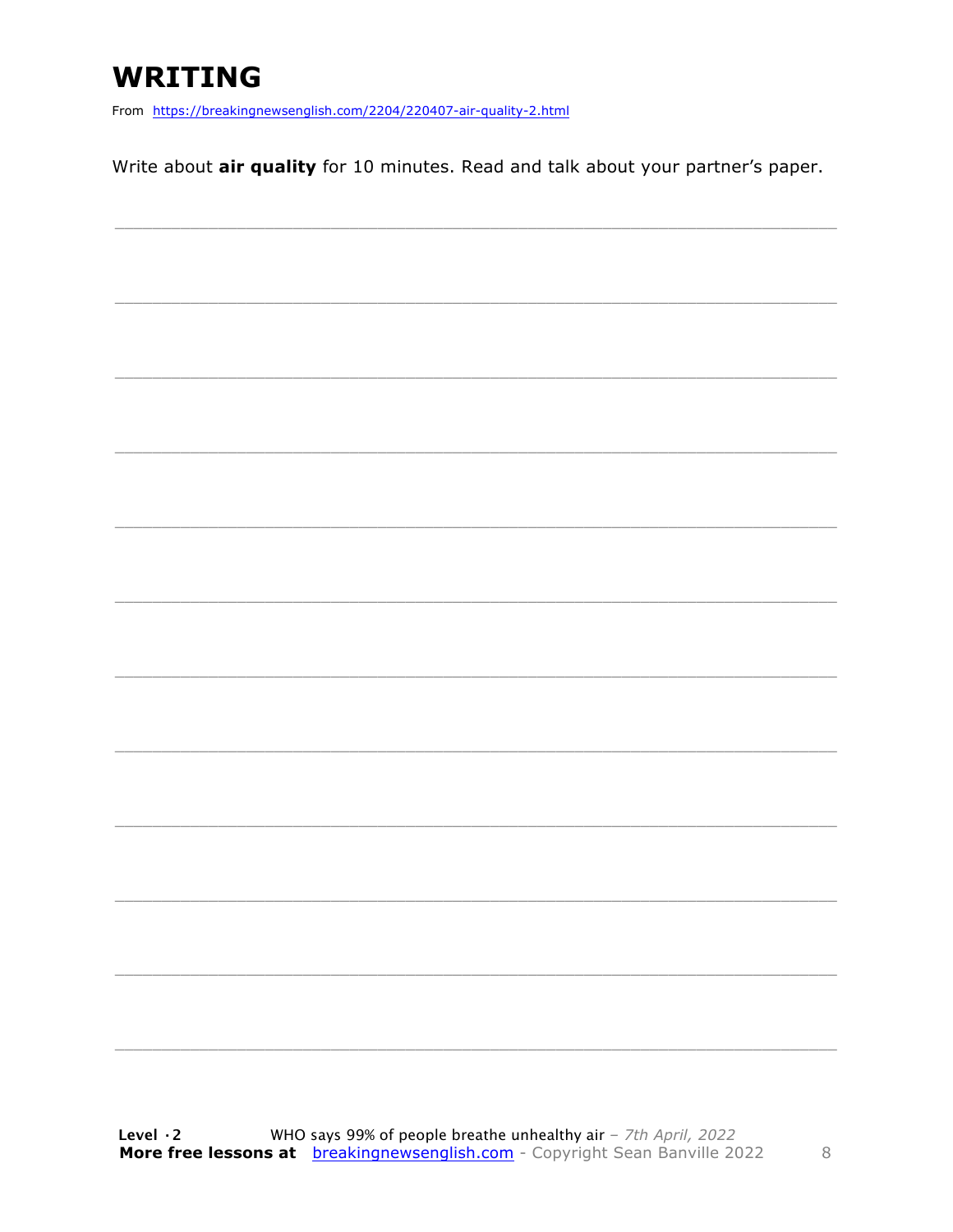# WRITING

From https://breakingnewsenglish.com/2204/220407-air-quality-2.html

Write about **air quality** for 10 minutes. Read and talk about your partner's paper.